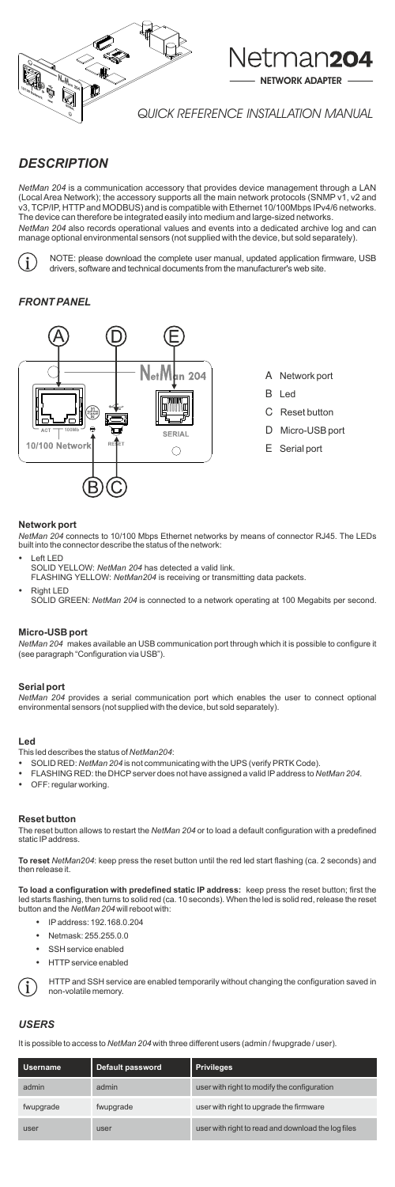# Netman204

NETWORK ADAPTER

*QUICK REFERENCE INSTALLATION MANUAL*

## *DESCRIPTION*

*NetMan 204* is a communication accessory that provides device management through a LAN (Local Area Network); the accessory supports all the main network protocols (SNMP v1, v2 and v3, TCP/IP, HTTP and MODBUS) and is compatible with Ethernet 10/100Mbps IPv4/6 networks. The device can therefore be integrated easily into medium and large-sized networks.
*NetMan 204* also records operational values and events into a dedicated archive log and can manage optional environmental sensors (not supplied with the device, but sold separately).

NOTE: please download the complete user manual, updated application firmware, USB drivers, software and technical documents from the manufacturer's web site.

### *FRONT PANEL*

- A Network port
- B Led
- C Reset button
- D Micro-USB port
- E Serial port

#### Network port

*NetMan 204* connects to 10/100 Mbps Ethernet networks by means of connector RJ45. The LEDs built into the connector describe the status of the network:

- Left LED
  SOLID YELLOW: *NetMan 204* has detected a valid link.
  FLASHING YELLOW: *NetMan204* is receiving or transmitting data packets.
- Right LED
  SOLID GREEN: *NetMan 204* is connected to a network operating at 100 Megabits per second.

#### Micro-USB port

*NetMan 204* makes available an USB communication port through which it is possible to configure it (see paragraph "Configuration via USB").

#### Serial port

*NetMan 204* provides a serial communication port which enables the user to connect optional environmental sensors (not supplied with the device, but sold separately).

#### Led

This led describes the status of *NetMan204*:

- SOLID RED: *NetMan 204* is not communicating with the UPS (verify PRTK Code).
- FLASHING RED: the DHCP server does not have assigned a valid IP address to *NetMan 204*.
- OFF: regular working.

#### Reset button

The reset button allows to restart the *NetMan 204* or to load a default configuration with a predefined static IP address.

**To reset** *NetMan204*: keep press the reset button until the red led start flashing (ca. 2 seconds) and then release it.

**To load a configuration with predefined static IP address:** keep press the reset button; first the led starts flashing, then turns to solid red (ca. 10 seconds). When the led is solid red, release the reset button and the *NetMan 204* will reboot with:

- IP address: 192.168.0.204
- Netmask: 255.255.0.0
- SSH service enabled
- HTTP service enabled

HTTP and SSH service are enabled temporarily without changing the configuration saved in non-volatile memory.

## *USERS*

It is possible to access to *NetMan 204* with three different users (admin / fwupgrade / user).

| Username | Default password | Privileges |
|---|---|---|
| admin | admin | user with right to modify the configuration |
| fwupgrade | fwupgrade | user with right to upgrade the firmware |
| user | user | user with right to read and download the log files |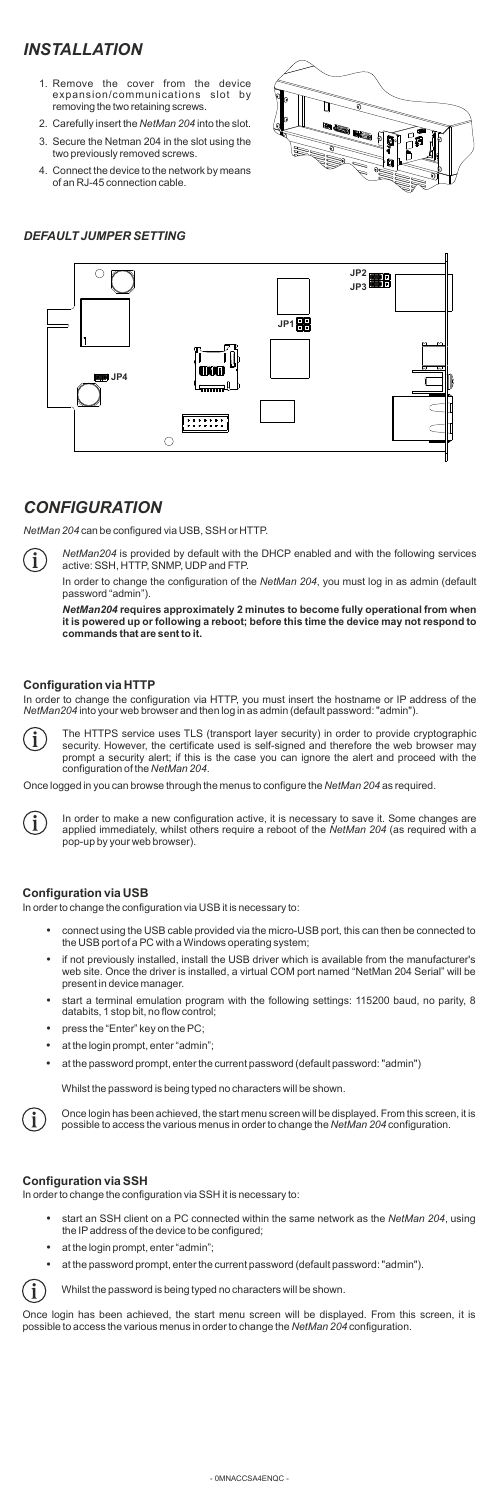# *INSTALLATION*

1. Remove the cover from the device expansion/communications slot by removing the two retaining screws.
2. Carefully insert the *NetMan 204* into the slot.
3. Secure the Netman 204 in the slot using the two previously removed screws.
4. Connect the device to the network by means of an RJ-45 connection cable.

### *DEFAULT JUMPER SETTING*

JP2
JP3
JP1
JP4

# *CONFIGURATION*

*NetMan 204* can be configured via USB, SSH or HTTP.

*NetMan204* is provided by default with the DHCP enabled and with the following services active: SSH, HTTP, SNMP, UDP and FTP.

In order to change the configuration of the *NetMan 204*, you must log in as admin (default password "admin").

***NetMan204*** **requires approximately 2 minutes to become fully operational from when it is powered up or following a reboot; before this time the device may not respond to commands that are sent to it.**

### Configuration via HTTP

In order to change the configuration via HTTP, you must insert the hostname or IP address of the *NetMan204* into your web browser and then log in as admin (default password: "admin").

The HTTPS service uses TLS (transport layer security) in order to provide cryptographic security. However, the certificate used is self-signed and therefore the web browser may prompt a security alert; if this is the case you can ignore the alert and proceed with the configuration of the *NetMan 204*.

Once logged in you can browse through the menus to configure the *NetMan 204* as required.

In order to make a new configuration active, it is necessary to save it. Some changes are applied immediately, whilst others require a reboot of the *NetMan 204* (as required with a pop-up by your web browser).

### Configuration via USB

In order to change the configuration via USB it is necessary to:

- connect using the USB cable provided via the micro-USB port, this can then be connected to the USB port of a PC with a Windows operating system;
- if not previously installed, install the USB driver which is available from the manufacturer's web site. Once the driver is installed, a virtual COM port named "NetMan 204 Serial" will be present in device manager.
- start a terminal emulation program with the following settings: 115200 baud, no parity, 8 databits, 1 stop bit, no flow control;
- press the "Enter" key on the PC;
- at the login prompt, enter "admin";
- at the password prompt, enter the current password (default password: "admin")

  Whilst the password is being typed no characters will be shown.

Once login has been achieved, the start menu screen will be displayed. From this screen, it is possible to access the various menus in order to change the *NetMan 204* configuration.

### Configuration via SSH

In order to change the configuration via SSH it is necessary to:

- start an SSH client on a PC connected within the same network as the *NetMan 204*, using the IP address of the device to be configured;
- at the login prompt, enter "admin";
- at the password prompt, enter the current password (default password: "admin").

Whilst the password is being typed no characters will be shown.

Once login has been achieved, the start menu screen will be displayed. From this screen, it is possible to access the various menus in order to change the *NetMan 204* configuration.

- 0MNACCSA4ENQC -